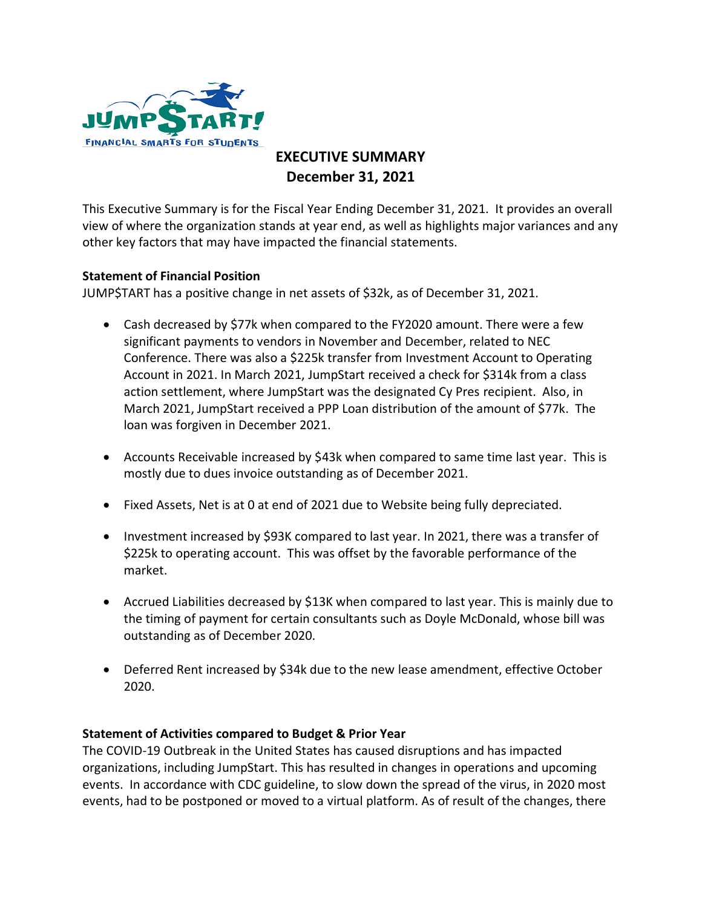# EXECUTIVE SUMMARY
## December 31, 2021

This Executive Summary is for the Fiscal Year Ending December 31, 2021. It provides an overall view of where the organization stands at year end, as well as highlights major variances and any other key factors that may have impacted the financial statements.

**Statement of Financial Position**

JUMP$TART has a positive change in net assets of $32k, as of December 31, 2021.

- Cash decreased by $77k when compared to the FY2020 amount. There were a few significant payments to vendors in November and December, related to NEC Conference. There was also a $225k transfer from Investment Account to Operating Account in 2021. In March 2021, JumpStart received a check for $314k from a class action settlement, where JumpStart was the designated Cy Pres recipient. Also, in March 2021, JumpStart received a PPP Loan distribution of the amount of $77k. The loan was forgiven in December 2021.

- Accounts Receivable increased by $43k when compared to same time last year. This is mostly due to dues invoice outstanding as of December 2021.

- Fixed Assets, Net is at 0 at end of 2021 due to Website being fully depreciated.

- Investment increased by $93K compared to last year. In 2021, there was a transfer of $225k to operating account. This was offset by the favorable performance of the market.

- Accrued Liabilities decreased by $13K when compared to last year. This is mainly due to the timing of payment for certain consultants such as Doyle McDonald, whose bill was outstanding as of December 2020.

- Deferred Rent increased by $34k due to the new lease amendment, effective October 2020.

**Statement of Activities compared to Budget & Prior Year**

The COVID-19 Outbreak in the United States has caused disruptions and has impacted organizations, including JumpStart. This has resulted in changes in operations and upcoming events. In accordance with CDC guideline, to slow down the spread of the virus, in 2020 most events, had to be postponed or moved to a virtual platform. As of result of the changes, there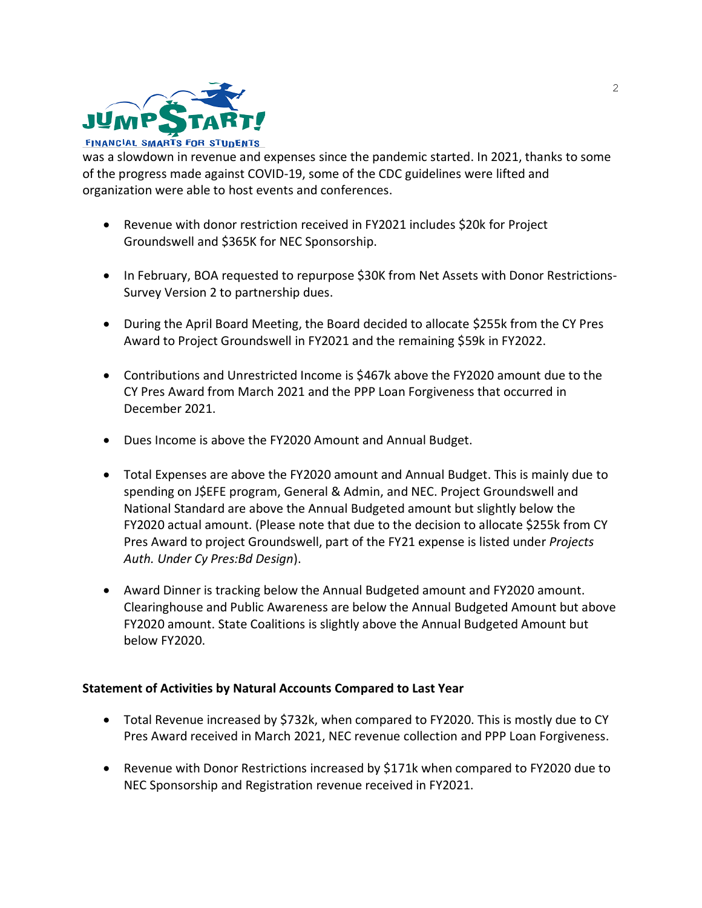was a slowdown in revenue and expenses since the pandemic started. In 2021, thanks to some of the progress made against COVID-19, some of the CDC guidelines were lifted and organization were able to host events and conferences.

- Revenue with donor restriction received in FY2021 includes $20k for Project Groundswell and $365K for NEC Sponsorship.

- In February, BOA requested to repurpose $30K from Net Assets with Donor Restrictions-Survey Version 2 to partnership dues.

- During the April Board Meeting, the Board decided to allocate $255k from the CY Pres Award to Project Groundswell in FY2021 and the remaining $59k in FY2022.

- Contributions and Unrestricted Income is $467k above the FY2020 amount due to the CY Pres Award from March 2021 and the PPP Loan Forgiveness that occurred in December 2021.

- Dues Income is above the FY2020 Amount and Annual Budget.

- Total Expenses are above the FY2020 amount and Annual Budget. This is mainly due to spending on J$EFE program, General & Admin, and NEC. Project Groundswell and National Standard are above the Annual Budgeted amount but slightly below the FY2020 actual amount. (Please note that due to the decision to allocate $255k from CY Pres Award to project Groundswell, part of the FY21 expense is listed under *Projects Auth. Under Cy Pres:Bd Design*).

- Award Dinner is tracking below the Annual Budgeted amount and FY2020 amount. Clearinghouse and Public Awareness are below the Annual Budgeted Amount but above FY2020 amount. State Coalitions is slightly above the Annual Budgeted Amount but below FY2020.

**Statement of Activities by Natural Accounts Compared to Last Year**

- Total Revenue increased by $732k, when compared to FY2020. This is mostly due to CY Pres Award received in March 2021, NEC revenue collection and PPP Loan Forgiveness.

- Revenue with Donor Restrictions increased by $171k when compared to FY2020 due to NEC Sponsorship and Registration revenue received in FY2021.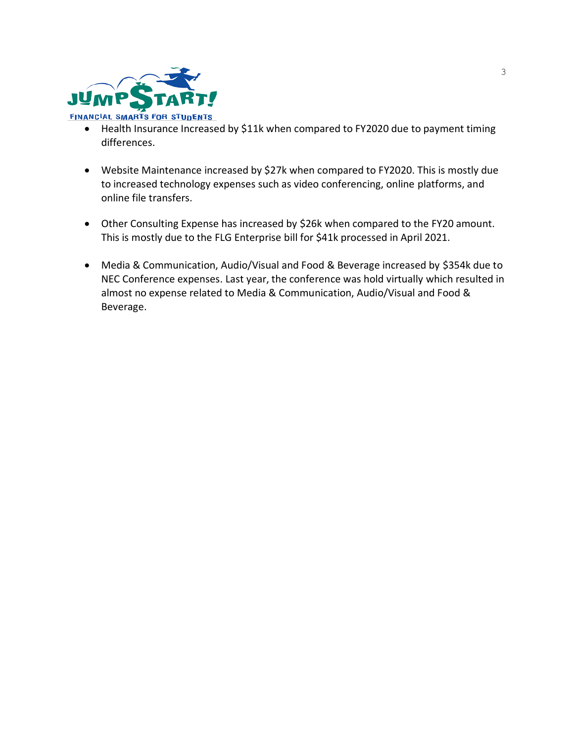- Health Insurance Increased by $11k when compared to FY2020 due to payment timing differences.

- Website Maintenance increased by $27k when compared to FY2020. This is mostly due to increased technology expenses such as video conferencing, online platforms, and online file transfers.

- Other Consulting Expense has increased by $26k when compared to the FY20 amount. This is mostly due to the FLG Enterprise bill for $41k processed in April 2021.

- Media & Communication, Audio/Visual and Food & Beverage increased by $354k due to NEC Conference expenses. Last year, the conference was hold virtually which resulted in almost no expense related to Media & Communication, Audio/Visual and Food & Beverage.